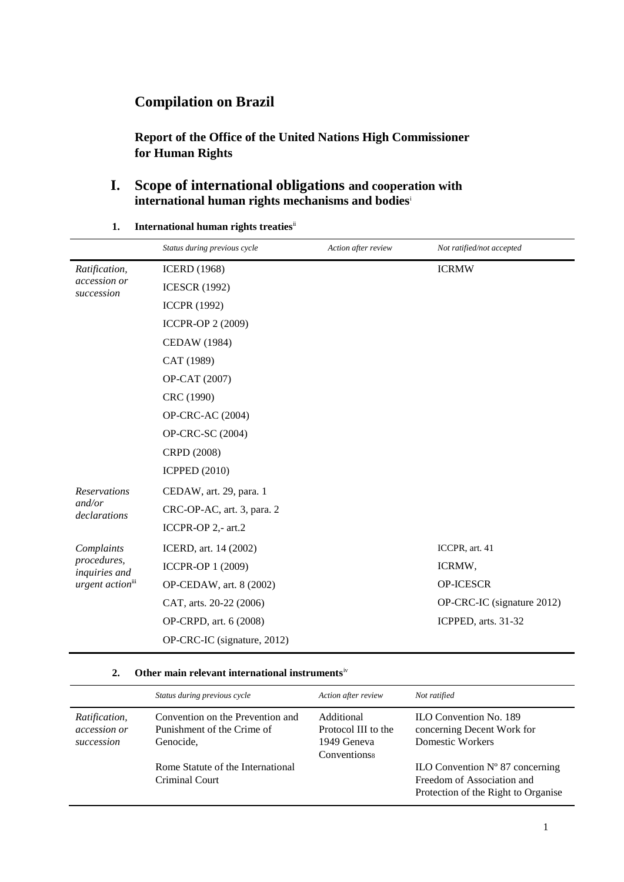# Compilation on Brazil

## Report of the Office of the United Nations High Commissioner for Human Rights

## I. Scope of international obligations and cooperation with international human rights mechanisms and bodies[i]

### 1. International human rights treaties[ii]

| | *Status during previous cycle* | *Action after review* | *Not ratified/not accepted* |
|---|---|---|---|
| *Ratification, accession or succession* | ICERD (1968) | | ICRMW |
| | ICESCR (1992) | | |
| | ICCPR (1992) | | |
| | ICCPR-OP 2 (2009) | | |
| | CEDAW (1984) | | |
| | CAT (1989) | | |
| | OP-CAT (2007) | | |
| | CRC (1990) | | |
| | OP-CRC-AC (2004) | | |
| | OP-CRC-SC (2004) | | |
| | CRPD (2008) | | |
| | ICPPED (2010) | | |
| *Reservations and/or declarations* | CEDAW, art. 29, para. 1 | | |
| | CRC-OP-AC, art. 3, para. 2 | | |
| | ICCPR-OP 2,- art.2 | | |
| *Complaints procedures, inquiries and urgent action*[iii] | ICERD, art. 14 (2002) | | ICCPR, art. 41 |
| | ICCPR-OP 1 (2009) | | ICRMW, |
| | OP-CEDAW, art. 8 (2002) | | OP-ICESCR |
| | CAT, arts. 20-22 (2006) | | OP-CRC-IC (signature 2012) |
| | OP-CRPD, art. 6 (2008) | | ICPPED, arts. 31-32 |
| | OP-CRC-IC (signature, 2012) | | |

### 2. Other main relevant international instruments[iv]

| | *Status during previous cycle* | *Action after review* | *Not ratified* |
|---|---|---|---|
| *Ratification, accession or succession* | Convention on the Prevention and Punishment of the Crime of Genocide, | Additional Protocol III to the 1949 Geneva Conventions[8] | ILO Convention No. 189 concerning Decent Work for Domestic Workers |
| | Rome Statute of the International Criminal Court | | ILO Convention Nº 87 concerning Freedom of Association and Protection of the Right to Organise |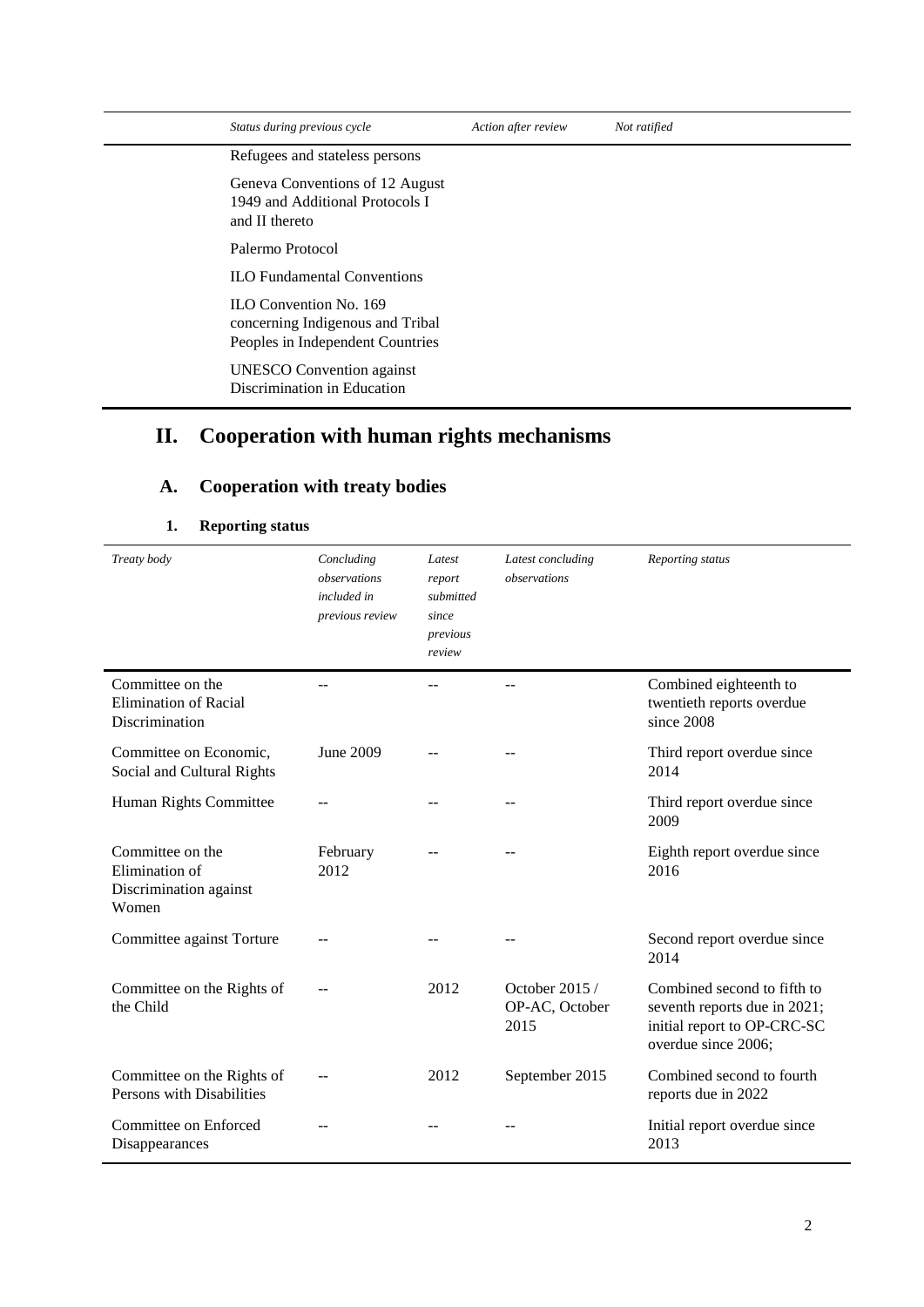| Status during previous cycle | Action after review | Not ratified |
|---|---|---|
| Refugees and stateless persons | | |
| Geneva Conventions of 12 August 1949 and Additional Protocols I and II thereto | | |
| Palermo Protocol | | |
| ILO Fundamental Conventions | | |
| ILO Convention No. 169 concerning Indigenous and Tribal Peoples in Independent Countries | | |
| UNESCO Convention against Discrimination in Education | | |

# II. Cooperation with human rights mechanisms

## A. Cooperation with treaty bodies

### 1. Reporting status

| Treaty body | Concluding observations included in previous review | Latest report submitted since previous review | Latest concluding observations | Reporting status |
|---|---|---|---|---|
| Committee on the Elimination of Racial Discrimination | -- | -- | -- | Combined eighteenth to twentieth reports overdue since 2008 |
| Committee on Economic, Social and Cultural Rights | June 2009 | -- | -- | Third report overdue since 2014 |
| Human Rights Committee | -- | -- | -- | Third report overdue since 2009 |
| Committee on the Elimination of Discrimination against Women | February 2012 | -- | -- | Eighth report overdue since 2016 |
| Committee against Torture | -- | -- | -- | Second report overdue since 2014 |
| Committee on the Rights of the Child | -- | 2012 | October 2015 / OP-AC, October 2015 | Combined second to fifth to seventh reports due in 2021; initial report to OP-CRC-SC overdue since 2006; |
| Committee on the Rights of Persons with Disabilities | -- | 2012 | September 2015 | Combined second to fourth reports due in 2022 |
| Committee on Enforced Disappearances | -- | -- | -- | Initial report overdue since 2013 |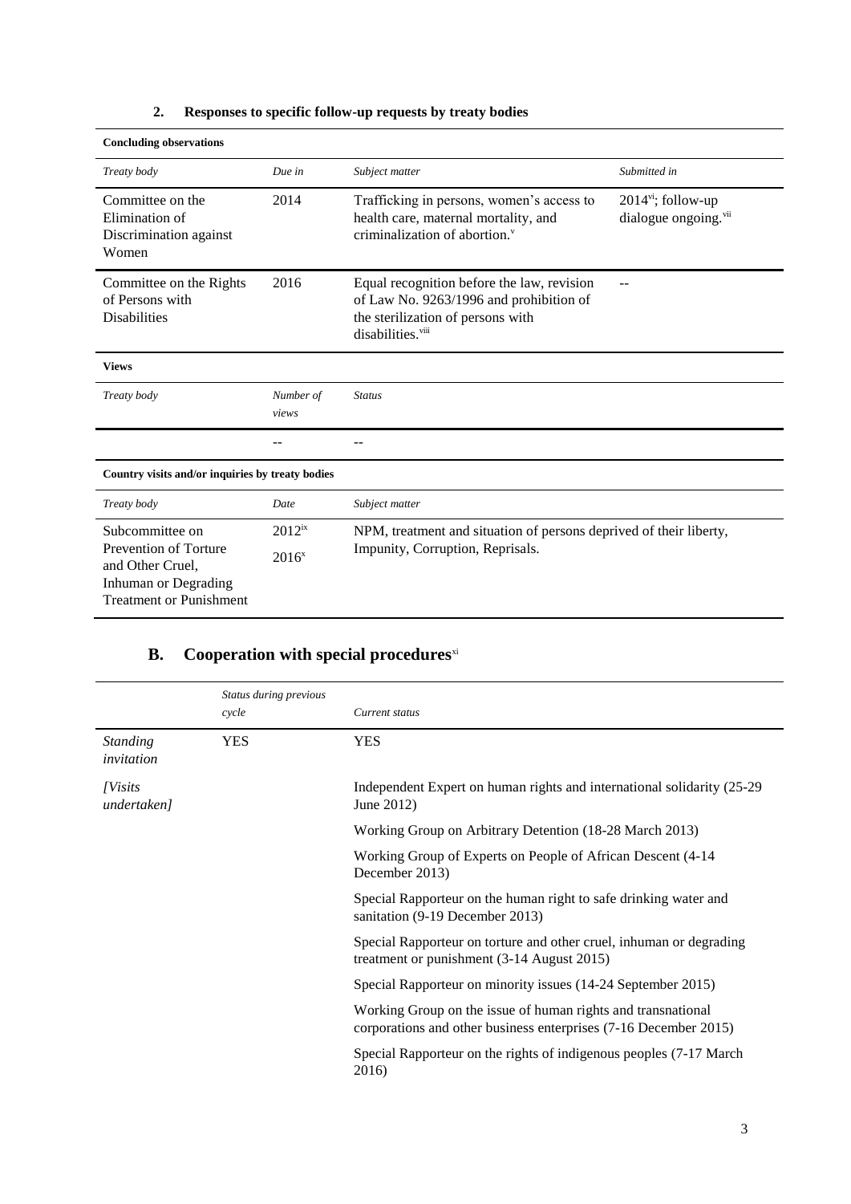### 2. Responses to specific follow-up requests by treaty bodies

**Concluding observations**

| *Treaty body* | *Due in* | *Subject matter* | *Submitted in* |
|---|---|---|---|
| Committee on the Elimination of Discrimination against Women | 2014 | Trafficking in persons, women's access to health care, maternal mortality, and criminalization of abortion.[v] | 2014[vi]; follow-up dialogue ongoing.[vii] |
| Committee on the Rights of Persons with Disabilities | 2016 | Equal recognition before the law, revision of Law No. 9263/1996 and prohibition of the sterilization of persons with disabilities.[viii] | -- |

**Views**

| *Treaty body* | *Number of views* | *Status* |
|---|---|---|
| | -- | -- |

**Country visits and/or inquiries by treaty bodies**

| *Treaty body* | *Date* | *Subject matter* |
|---|---|---|
| Subcommittee on Prevention of Torture and Other Cruel, Inhuman or Degrading Treatment or Punishment | 2012[ix]<br>2016[x] | NPM, treatment and situation of persons deprived of their liberty, Impunity, Corruption, Reprisals. |

## B. Cooperation with special procedures[xi]

| | *Status during previous cycle* | *Current status* |
|---|---|---|
| *Standing invitation* | YES | YES |
| *[Visits undertaken]* | | Independent Expert on human rights and international solidarity (25-29 June 2012) |
| | | Working Group on Arbitrary Detention (18-28 March 2013) |
| | | Working Group of Experts on People of African Descent (4-14 December 2013) |
| | | Special Rapporteur on the human right to safe drinking water and sanitation (9-19 December 2013) |
| | | Special Rapporteur on torture and other cruel, inhuman or degrading treatment or punishment (3-14 August 2015) |
| | | Special Rapporteur on minority issues (14-24 September 2015) |
| | | Working Group on the issue of human rights and transnational corporations and other business enterprises (7-16 December 2015) |
| | | Special Rapporteur on the rights of indigenous peoples (7-17 March 2016) |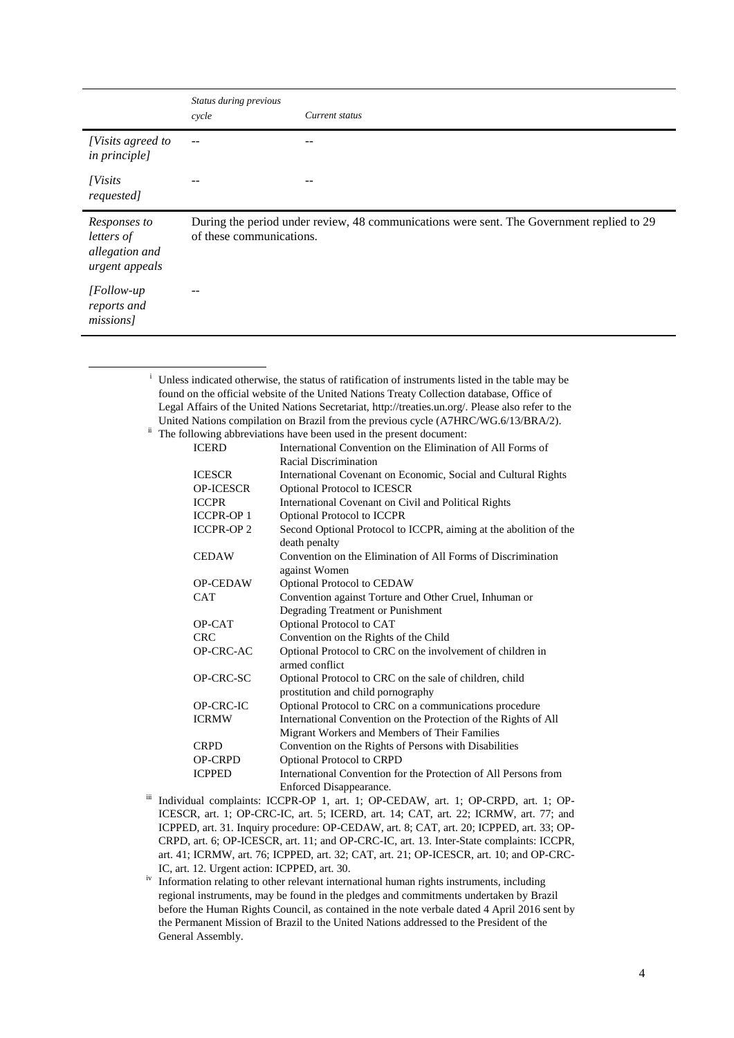| | *Status during previous cycle* | *Current status* |
|---|---|---|
| *[Visits agreed to in principle]* | -- | -- |
| *[Visits requested]* | -- | -- |
| *Responses to letters of allegation and urgent appeals* | During the period under review, 48 communications were sent. The Government replied to 29 of these communications. | |
| *[Follow-up reports and missions]* | -- | |

---

[i] Unless indicated otherwise, the status of ratification of instruments listed in the table may be found on the official website of the United Nations Treaty Collection database, Office of Legal Affairs of the United Nations Secretariat, http://treaties.un.org/. Please also refer to the United Nations compilation on Brazil from the previous cycle (A7HRC/WG.6/13/BRA/2).

[ii] The following abbreviations have been used in the present document:

| | |
|---|---|
| ICERD | International Convention on the Elimination of All Forms of Racial Discrimination |
| ICESCR | International Covenant on Economic, Social and Cultural Rights |
| OP-ICESCR | Optional Protocol to ICESCR |
| ICCPR | International Covenant on Civil and Political Rights |
| ICCPR-OP 1 | Optional Protocol to ICCPR |
| ICCPR-OP 2 | Second Optional Protocol to ICCPR, aiming at the abolition of the death penalty |
| CEDAW | Convention on the Elimination of All Forms of Discrimination against Women |
| OP-CEDAW | Optional Protocol to CEDAW |
| CAT | Convention against Torture and Other Cruel, Inhuman or Degrading Treatment or Punishment |
| OP-CAT | Optional Protocol to CAT |
| CRC | Convention on the Rights of the Child |
| OP-CRC-AC | Optional Protocol to CRC on the involvement of children in armed conflict |
| OP-CRC-SC | Optional Protocol to CRC on the sale of children, child prostitution and child pornography |
| OP-CRC-IC | Optional Protocol to CRC on a communications procedure |
| ICRMW | International Convention on the Protection of the Rights of All Migrant Workers and Members of Their Families |
| CRPD | Convention on the Rights of Persons with Disabilities |
| OP-CRPD | Optional Protocol to CRPD |
| ICPPED | International Convention for the Protection of All Persons from Enforced Disappearance. |

[iii] Individual complaints: ICCPR-OP 1, art. 1; OP-CEDAW, art. 1; OP-CRPD, art. 1; OP-ICESCR, art. 1; OP-CRC-IC, art. 5; ICERD, art. 14; CAT, art. 22; ICRMW, art. 77; and ICPPED, art. 31. Inquiry procedure: OP-CEDAW, art. 8; CAT, art. 20; ICPPED, art. 33; OP-CRPD, art. 6; OP-ICESCR, art. 11; and OP-CRC-IC, art. 13. Inter-State complaints: ICCPR, art. 41; ICRMW, art. 76; ICPPED, art. 32; CAT, art. 21; OP-ICESCR, art. 10; and OP-CRC-IC, art. 12. Urgent action: ICPPED, art. 30.

[iv] Information relating to other relevant international human rights instruments, including regional instruments, may be found in the pledges and commitments undertaken by Brazil before the Human Rights Council, as contained in the note verbale dated 4 April 2016 sent by the Permanent Mission of Brazil to the United Nations addressed to the President of the General Assembly.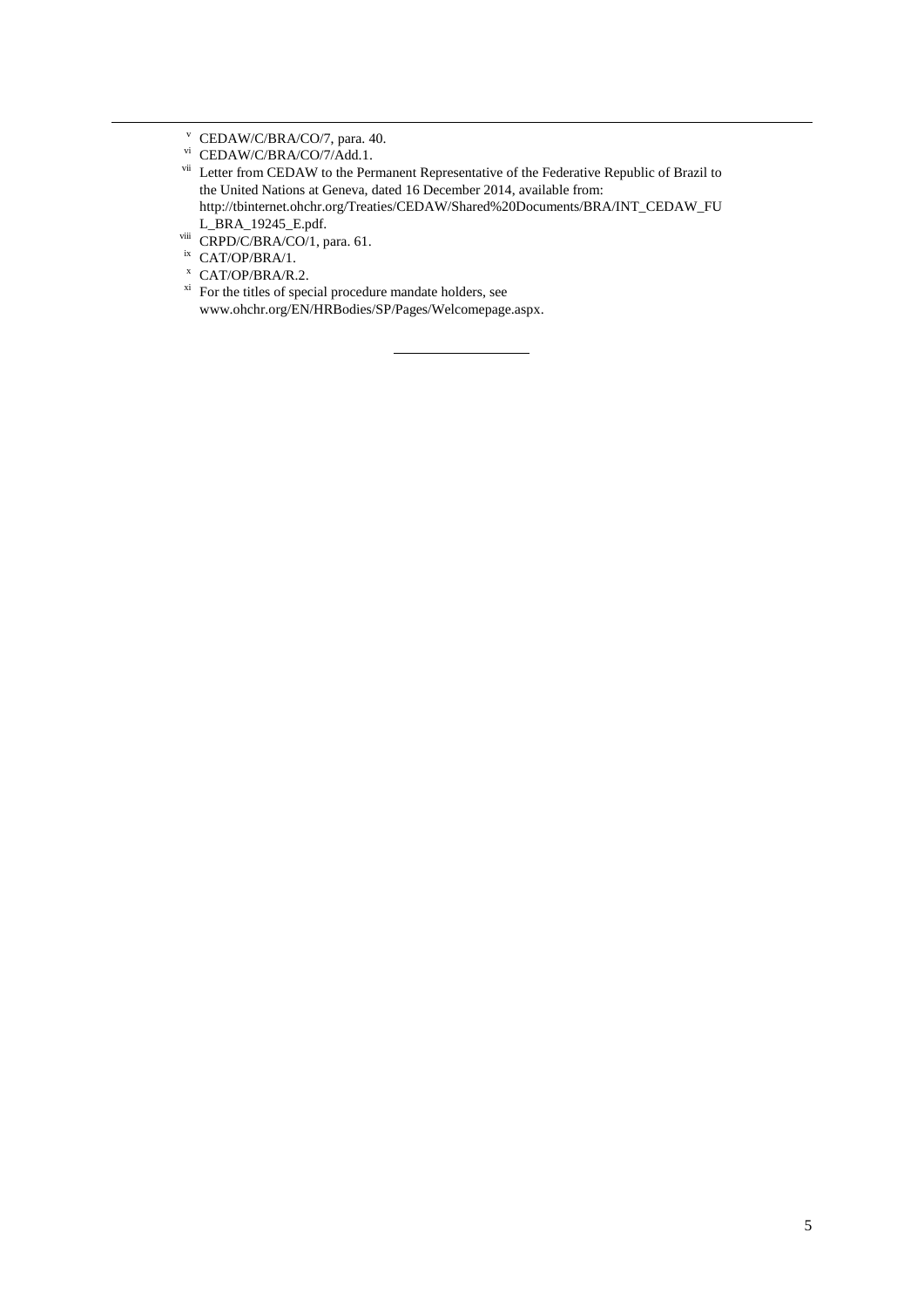[v] CEDAW/C/BRA/CO/7, para. 40.

[vi] CEDAW/C/BRA/CO/7/Add.1.

[vii] Letter from CEDAW to the Permanent Representative of the Federative Republic of Brazil to the United Nations at Geneva, dated 16 December 2014, available from: http://tbinternet.ohchr.org/Treaties/CEDAW/Shared%20Documents/BRA/INT_CEDAW_FUL_BRA_19245_E.pdf.

[viii] CRPD/C/BRA/CO/1, para. 61.

[ix] CAT/OP/BRA/1.

[x] CAT/OP/BRA/R.2.

[xi] For the titles of special procedure mandate holders, see www.ohchr.org/EN/HRBodies/SP/Pages/Welcomepage.aspx.